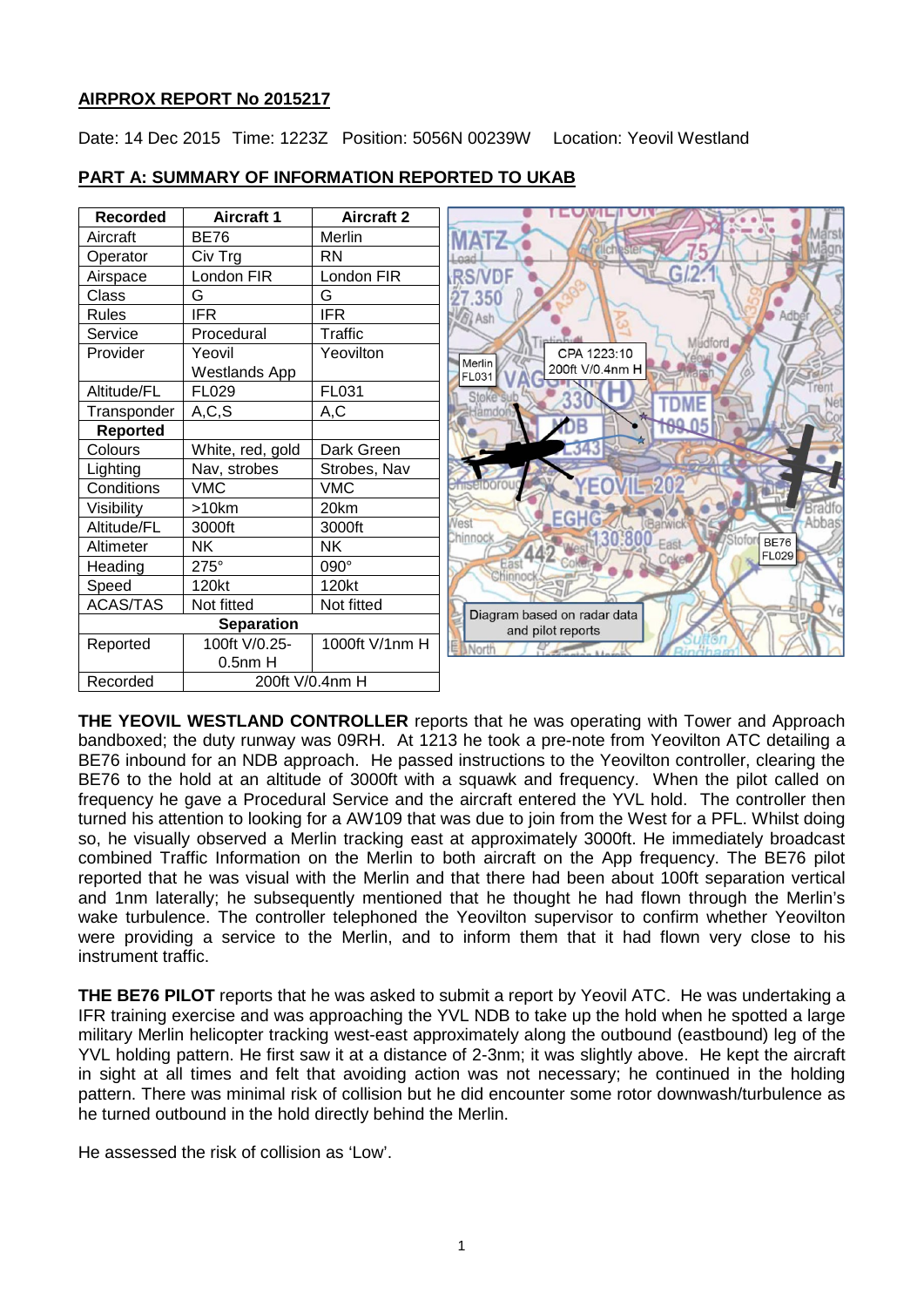**AIRPROX REPORT No 2015217**

Date: 14 Dec 2015 Time: 1223Z Position: 5056N 00239W Location: Yeovil Westland

**PART A: SUMMARY OF INFORMATION REPORTED TO UKAB**

| Recorded | Aircraft 1 | Aircraft 2 |
|---|---|---|
| Aircraft | BE76 | Merlin |
| Operator | Civ Trg | RN |
| Airspace | London FIR | London FIR |
| Class | G | G |
| Rules | IFR | IFR |
| Service | Procedural | Traffic |
| Provider | Yeovil Westlands App | Yeovilton |
| Altitude/FL | FL029 | FL031 |
| Transponder | A,C,S | A,C |
| **Reported** | | |
| Colours | White, red, gold | Dark Green |
| Lighting | Nav, strobes | Strobes, Nav |
| Conditions | VMC | VMC |
| Visibility | >10km | 20km |
| Altitude/FL | 3000ft | 3000ft |
| Altimeter | NK | NK |
| Heading | 275° | 090° |
| Speed | 120kt | 120kt |
| ACAS/TAS | Not fitted | Not fitted |
| **Separation** | | |
| Reported | 100ft V/0.25-0.5nm H | 1000ft V/1nm H |
| Recorded | 200ft V/0.4nm H | |

CPA 1223:10
200ft V/0.4nm H
Merlin
FL031
BE76
FL029
Diagram based on radar data and pilot reports

**THE YEOVIL WESTLAND CONTROLLER** reports that he was operating with Tower and Approach bandboxed; the duty runway was 09RH. At 1213 he took a pre-note from Yeovilton ATC detailing a BE76 inbound for an NDB approach. He passed instructions to the Yeovilton controller, clearing the BE76 to the hold at an altitude of 3000ft with a squawk and frequency. When the pilot called on frequency he gave a Procedural Service and the aircraft entered the YVL hold. The controller then turned his attention to looking for a AW109 that was due to join from the West for a PFL. Whilst doing so, he visually observed a Merlin tracking east at approximately 3000ft. He immediately broadcast combined Traffic Information on the Merlin to both aircraft on the App frequency. The BE76 pilot reported that he was visual with the Merlin and that there had been about 100ft separation vertical and 1nm laterally; he subsequently mentioned that he thought he had flown through the Merlin's wake turbulence. The controller telephoned the Yeovilton supervisor to confirm whether Yeovilton were providing a service to the Merlin, and to inform them that it had flown very close to his instrument traffic.

**THE BE76 PILOT** reports that he was asked to submit a report by Yeovil ATC. He was undertaking a IFR training exercise and was approaching the YVL NDB to take up the hold when he spotted a large military Merlin helicopter tracking west-east approximately along the outbound (eastbound) leg of the YVL holding pattern. He first saw it at a distance of 2-3nm; it was slightly above. He kept the aircraft in sight at all times and felt that avoiding action was not necessary; he continued in the holding pattern. There was minimal risk of collision but he did encounter some rotor downwash/turbulence as he turned outbound in the hold directly behind the Merlin.

He assessed the risk of collision as 'Low'.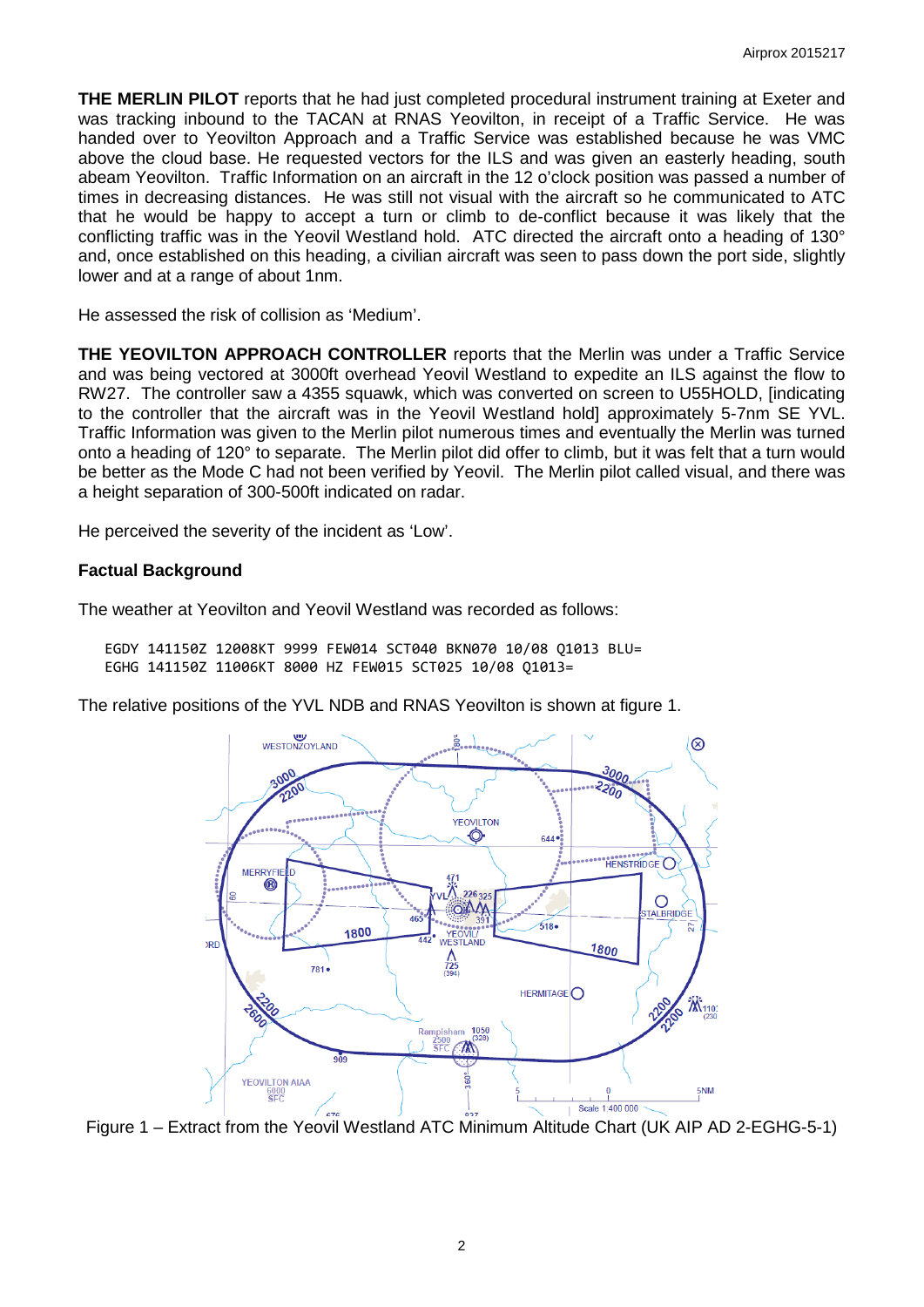**THE MERLIN PILOT** reports that he had just completed procedural instrument training at Exeter and was tracking inbound to the TACAN at RNAS Yeovilton, in receipt of a Traffic Service. He was handed over to Yeovilton Approach and a Traffic Service was established because he was VMC above the cloud base. He requested vectors for the ILS and was given an easterly heading, south abeam Yeovilton. Traffic Information on an aircraft in the 12 o'clock position was passed a number of times in decreasing distances. He was still not visual with the aircraft so he communicated to ATC that he would be happy to accept a turn or climb to de-conflict because it was likely that the conflicting traffic was in the Yeovil Westland hold. ATC directed the aircraft onto a heading of 130° and, once established on this heading, a civilian aircraft was seen to pass down the port side, slightly lower and at a range of about 1nm.

He assessed the risk of collision as 'Medium'.

**THE YEOVILTON APPROACH CONTROLLER** reports that the Merlin was under a Traffic Service and was being vectored at 3000ft overhead Yeovil Westland to expedite an ILS against the flow to RW27. The controller saw a 4355 squawk, which was converted on screen to U55HOLD, [indicating to the controller that the aircraft was in the Yeovil Westland hold] approximately 5-7nm SE YVL. Traffic Information was given to the Merlin pilot numerous times and eventually the Merlin was turned onto a heading of 120° to separate. The Merlin pilot did offer to climb, but it was felt that a turn would be better as the Mode C had not been verified by Yeovil. The Merlin pilot called visual, and there was a height separation of 300-500ft indicated on radar.

He perceived the severity of the incident as 'Low'.

### Factual Background

The weather at Yeovilton and Yeovil Westland was recorded as follows:

```
EGDY 141150Z 12008KT 9999 FEW014 SCT040 BKN070 10/08 Q1013 BLU=
EGHG 141150Z 11006KT 8000 HZ FEW015 SCT025 10/08 Q1013=
```

The relative positions of the YVL NDB and RNAS Yeovilton is shown at figure 1.

WESTONZOYLAND
3000
2200
YEOVILTON
644
3000
2200
MERRYFIELD
HENSTRIDGE
471
YVL
226
325
465
391
STALBRIDGE
1800
442
YEOVIL/ WESTLAND
518
1800
725
781
HERMITAGE
2200
2600
Rampisham 1050 2500 SFC
2200
2200
909
YEOVILTON AIAA 6000 SFC
5
0
5NM
Scale 1:400 000

Figure 1 – Extract from the Yeovil Westland ATC Minimum Altitude Chart (UK AIP AD 2-EGHG-5-1)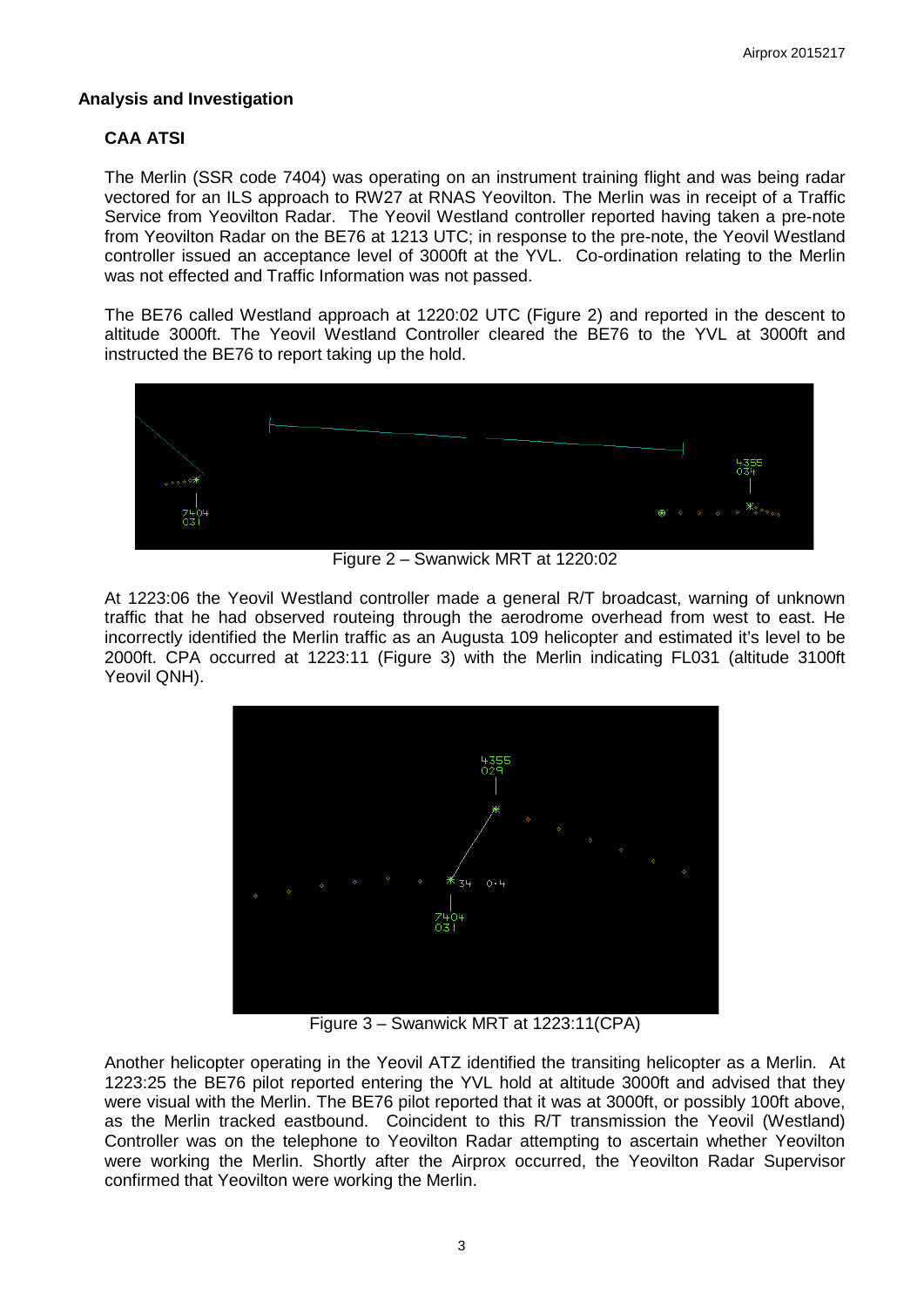## Analysis and Investigation

### CAA ATSI

The Merlin (SSR code 7404) was operating on an instrument training flight and was being radar vectored for an ILS approach to RW27 at RNAS Yeovilton. The Merlin was in receipt of a Traffic Service from Yeovilton Radar. The Yeovil Westland controller reported having taken a pre-note from Yeovilton Radar on the BE76 at 1213 UTC; in response to the pre-note, the Yeovil Westland controller issued an acceptance level of 3000ft at the YVL. Co-ordination relating to the Merlin was not effected and Traffic Information was not passed.

The BE76 called Westland approach at 1220:02 UTC (Figure 2) and reported in the descent to altitude 3000ft. The Yeovil Westland Controller cleared the BE76 to the YVL at 3000ft and instructed the BE76 to report taking up the hold.

4355
034
7404
031

Figure 2 – Swanwick MRT at 1220:02

At 1223:06 the Yeovil Westland controller made a general R/T broadcast, warning of unknown traffic that he had observed routeing through the aerodrome overhead from west to east. He incorrectly identified the Merlin traffic as an Augusta 109 helicopter and estimated it's level to be 2000ft. CPA occurred at 1223:11 (Figure 3) with the Merlin indicating FL031 (altitude 3100ft Yeovil QNH).

4355
029
34 0.4
7404
031

Figure 3 – Swanwick MRT at 1223:11(CPA)

Another helicopter operating in the Yeovil ATZ identified the transiting helicopter as a Merlin. At 1223:25 the BE76 pilot reported entering the YVL hold at altitude 3000ft and advised that they were visual with the Merlin. The BE76 pilot reported that it was at 3000ft, or possibly 100ft above, as the Merlin tracked eastbound. Coincident to this R/T transmission the Yeovil (Westland) Controller was on the telephone to Yeovilton Radar attempting to ascertain whether Yeovilton were working the Merlin. Shortly after the Airprox occurred, the Yeovilton Radar Supervisor confirmed that Yeovilton were working the Merlin.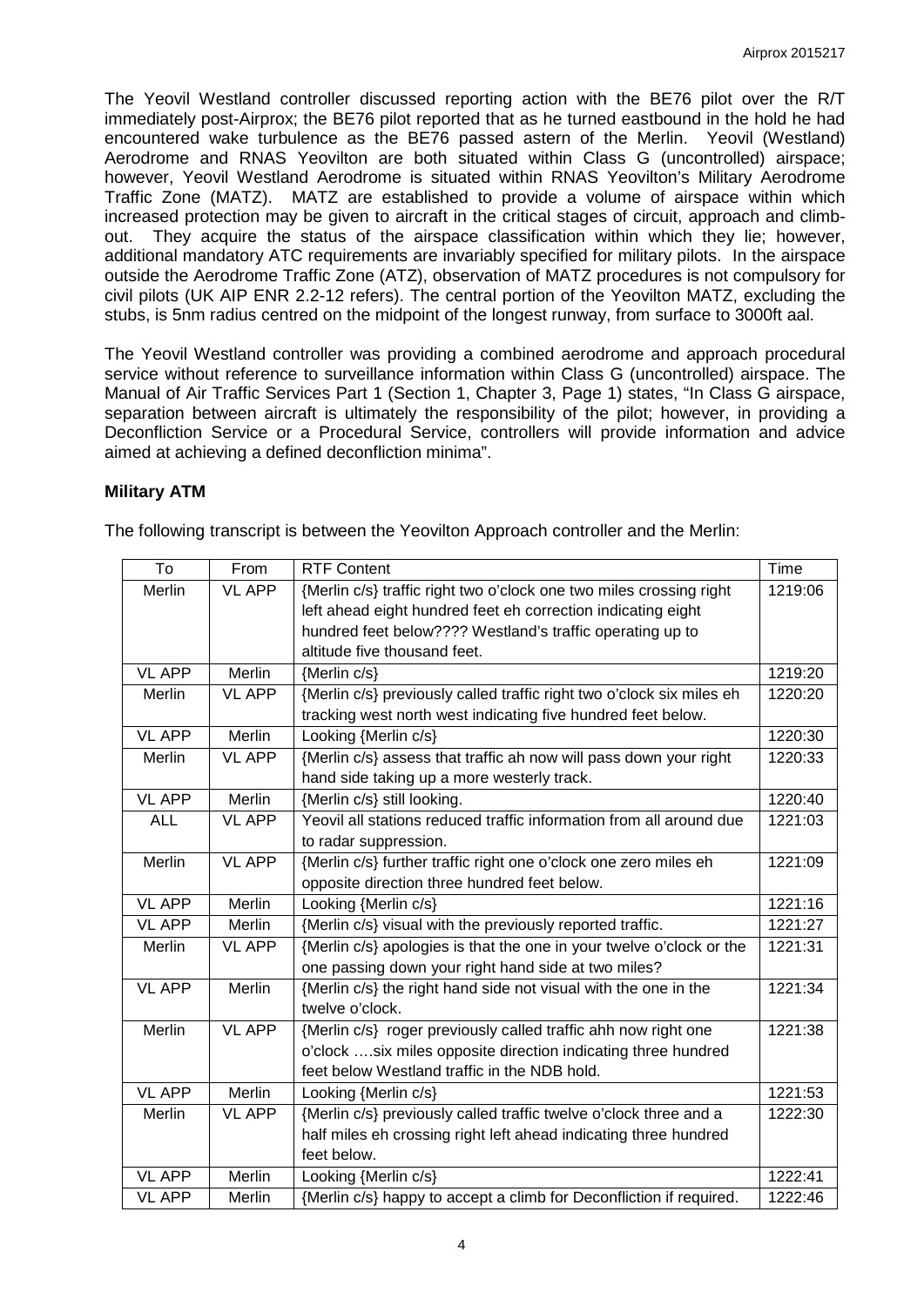The Yeovil Westland controller discussed reporting action with the BE76 pilot over the R/T immediately post-Airprox; the BE76 pilot reported that as he turned eastbound in the hold he had encountered wake turbulence as the BE76 passed astern of the Merlin. Yeovil (Westland) Aerodrome and RNAS Yeovilton are both situated within Class G (uncontrolled) airspace; however, Yeovil Westland Aerodrome is situated within RNAS Yeovilton's Military Aerodrome Traffic Zone (MATZ). MATZ are established to provide a volume of airspace within which increased protection may be given to aircraft in the critical stages of circuit, approach and climb-out. They acquire the status of the airspace classification within which they lie; however, additional mandatory ATC requirements are invariably specified for military pilots. In the airspace outside the Aerodrome Traffic Zone (ATZ), observation of MATZ procedures is not compulsory for civil pilots (UK AIP ENR 2.2-12 refers). The central portion of the Yeovilton MATZ, excluding the stubs, is 5nm radius centred on the midpoint of the longest runway, from surface to 3000ft aal.

The Yeovil Westland controller was providing a combined aerodrome and approach procedural service without reference to surveillance information within Class G (uncontrolled) airspace. The Manual of Air Traffic Services Part 1 (Section 1, Chapter 3, Page 1) states, "In Class G airspace, separation between aircraft is ultimately the responsibility of the pilot; however, in providing a Deconfliction Service or a Procedural Service, controllers will provide information and advice aimed at achieving a defined deconfliction minima".

## Military ATM

The following transcript is between the Yeovilton Approach controller and the Merlin:

| To | From | RTF Content | Time |
|---|---|---|---|
| Merlin | VL APP | {Merlin c/s} traffic right two o'clock one two miles crossing right left ahead eight hundred feet eh correction indicating eight hundred feet below???? Westland's traffic operating up to altitude five thousand feet. | 1219:06 |
| VL APP | Merlin | {Merlin c/s} | 1219:20 |
| Merlin | VL APP | {Merlin c/s} previously called traffic right two o'clock six miles eh tracking west north west indicating five hundred feet below. | 1220:20 |
| VL APP | Merlin | Looking {Merlin c/s} | 1220:30 |
| Merlin | VL APP | {Merlin c/s} assess that traffic ah now will pass down your right hand side taking up a more westerly track. | 1220:33 |
| VL APP | Merlin | {Merlin c/s} still looking. | 1220:40 |
| ALL | VL APP | Yeovil all stations reduced traffic information from all around due to radar suppression. | 1221:03 |
| Merlin | VL APP | {Merlin c/s} further traffic right one o'clock one zero miles eh opposite direction three hundred feet below. | 1221:09 |
| VL APP | Merlin | Looking {Merlin c/s} | 1221:16 |
| VL APP | Merlin | {Merlin c/s} visual with the previously reported traffic. | 1221:27 |
| Merlin | VL APP | {Merlin c/s} apologies is that the one in your twelve o'clock or the one passing down your right hand side at two miles? | 1221:31 |
| VL APP | Merlin | {Merlin c/s} the right hand side not visual with the one in the twelve o'clock. | 1221:34 |
| Merlin | VL APP | {Merlin c/s} roger previously called traffic ahh now right one o'clock ….six miles opposite direction indicating three hundred feet below Westland traffic in the NDB hold. | 1221:38 |
| VL APP | Merlin | Looking {Merlin c/s} | 1221:53 |
| Merlin | VL APP | {Merlin c/s} previously called traffic twelve o'clock three and a half miles eh crossing right left ahead indicating three hundred feet below. | 1222:30 |
| VL APP | Merlin | Looking {Merlin c/s} | 1222:41 |
| VL APP | Merlin | {Merlin c/s} happy to accept a climb for Deconfliction if required. | 1222:46 |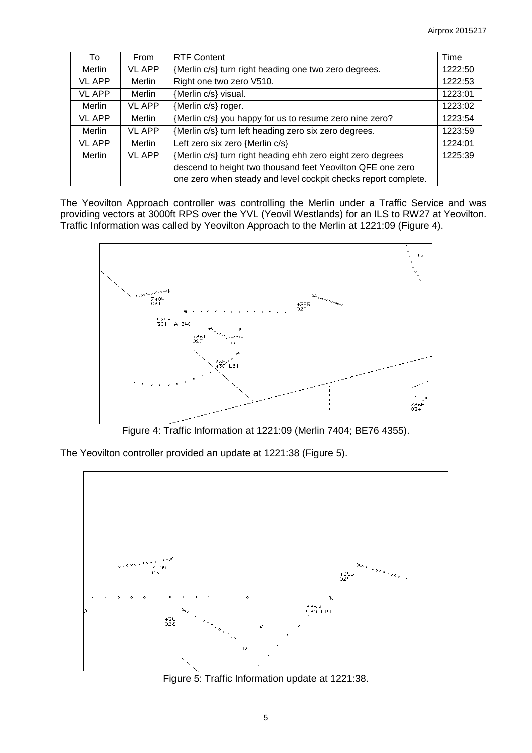| To | From | RTF Content | Time |
|---|---|---|---|
| Merlin | VL APP | {Merlin c/s} turn right heading one two zero degrees. | 1222:50 |
| VL APP | Merlin | Right one two zero V510. | 1222:53 |
| VL APP | Merlin | {Merlin c/s} visual. | 1223:01 |
| Merlin | VL APP | {Merlin c/s} roger. | 1223:02 |
| VL APP | Merlin | {Merlin c/s} you happy for us to resume zero nine zero? | 1223:54 |
| Merlin | VL APP | {Merlin c/s} turn left heading zero six zero degrees. | 1223:59 |
| VL APP | Merlin | Left zero six zero {Merlin c/s} | 1224:01 |
| Merlin | VL APP | {Merlin c/s} turn right heading ehh zero eight zero degrees descend to height two thousand feet Yeovilton QFE one zero one zero when steady and level cockpit checks report complete. | 1225:39 |

The Yeovilton Approach controller was controlling the Merlin under a Traffic Service and was providing vectors at 3000ft RPS over the YVL (Yeovil Westlands) for an ILS to RW27 at Yeovilton. Traffic Information was called by Yeovilton Approach to the Merlin at 1221:09 (Figure 4).

HS
7404
031
4355
029
4246
301 A 340
4361
027
HG
3350
430 L81
7365
034

Figure 4: Traffic Information at 1221:09 (Merlin 7404; BE76 4355).

The Yeovilton controller provided an update at 1221:38 (Figure 5).

7404
031
4355
029
3350
430 L81
4361
028
HG

Figure 5: Traffic Information update at 1221:38.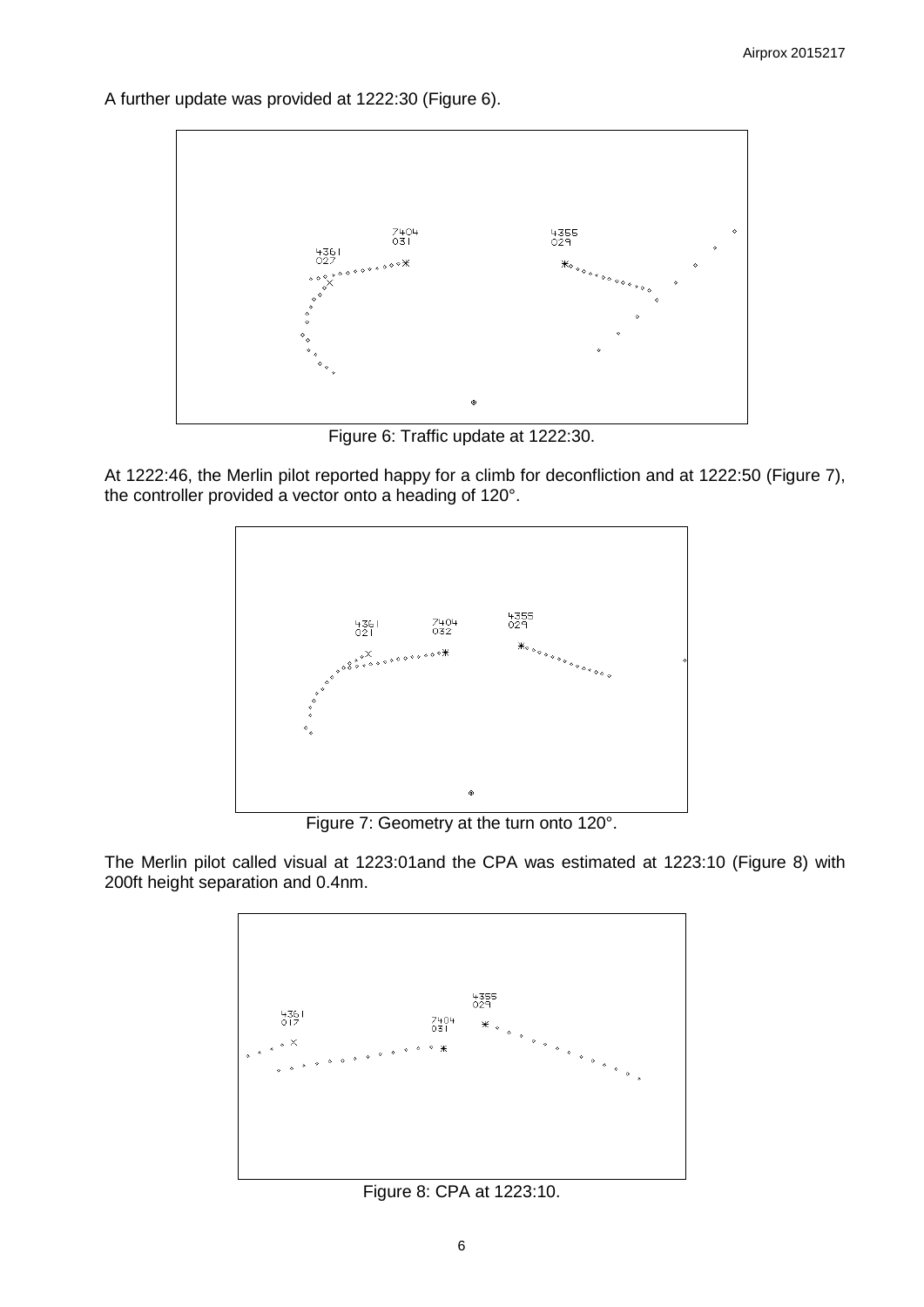A further update was provided at 1222:30 (Figure 6).

7404
031
4361
027
4355
029

Figure 6: Traffic update at 1222:30.

At 1222:46, the Merlin pilot reported happy for a climb for deconfliction and at 1222:50 (Figure 7), the controller provided a vector onto a heading of 120°.

4361
021
7404
032
4355
029

Figure 7: Geometry at the turn onto 120°.

The Merlin pilot called visual at 1223:01and the CPA was estimated at 1223:10 (Figure 8) with 200ft height separation and 0.4nm.

4355
029
4361
017
7404
031

Figure 8: CPA at 1223:10.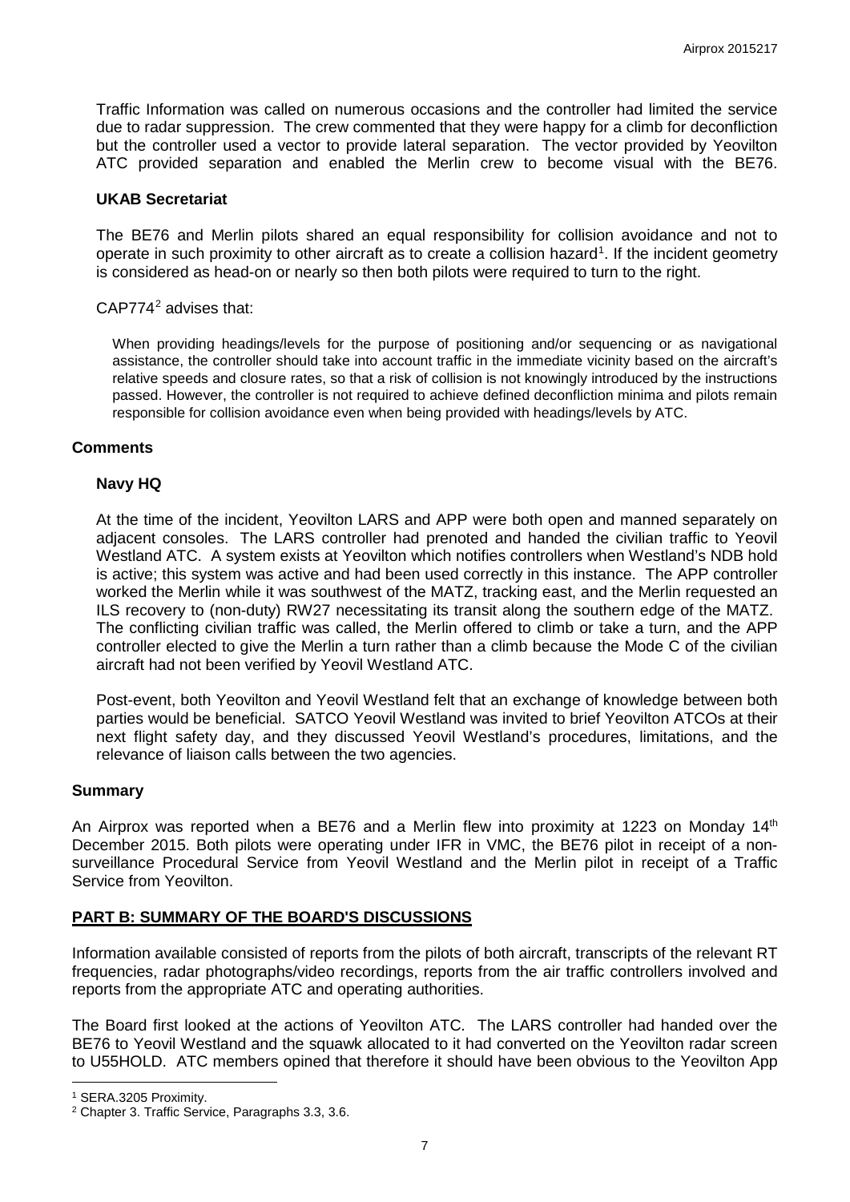Traffic Information was called on numerous occasions and the controller had limited the service due to radar suppression. The crew commented that they were happy for a climb for deconfliction but the controller used a vector to provide lateral separation. The vector provided by Yeovilton ATC provided separation and enabled the Merlin crew to become visual with the BE76.

### UKAB Secretariat

The BE76 and Merlin pilots shared an equal responsibility for collision avoidance and not to operate in such proximity to other aircraft as to create a collision hazard[1]. If the incident geometry is considered as head-on or nearly so then both pilots were required to turn to the right.

CAP774[2] advises that:

> When providing headings/levels for the purpose of positioning and/or sequencing or as navigational assistance, the controller should take into account traffic in the immediate vicinity based on the aircraft's relative speeds and closure rates, so that a risk of collision is not knowingly introduced by the instructions passed. However, the controller is not required to achieve defined deconfliction minima and pilots remain responsible for collision avoidance even when being provided with headings/levels by ATC.

## Comments

### Navy HQ

At the time of the incident, Yeovilton LARS and APP were both open and manned separately on adjacent consoles. The LARS controller had prenoted and handed the civilian traffic to Yeovil Westland ATC. A system exists at Yeovilton which notifies controllers when Westland's NDB hold is active; this system was active and had been used correctly in this instance. The APP controller worked the Merlin while it was southwest of the MATZ, tracking east, and the Merlin requested an ILS recovery to (non-duty) RW27 necessitating its transit along the southern edge of the MATZ. The conflicting civilian traffic was called, the Merlin offered to climb or take a turn, and the APP controller elected to give the Merlin a turn rather than a climb because the Mode C of the civilian aircraft had not been verified by Yeovil Westland ATC.

Post-event, both Yeovilton and Yeovil Westland felt that an exchange of knowledge between both parties would be beneficial. SATCO Yeovil Westland was invited to brief Yeovilton ATCOs at their next flight safety day, and they discussed Yeovil Westland's procedures, limitations, and the relevance of liaison calls between the two agencies.

## Summary

An Airprox was reported when a BE76 and a Merlin flew into proximity at 1223 on Monday 14th December 2015. Both pilots were operating under IFR in VMC, the BE76 pilot in receipt of a non-surveillance Procedural Service from Yeovil Westland and the Merlin pilot in receipt of a Traffic Service from Yeovilton.

## PART B: SUMMARY OF THE BOARD'S DISCUSSIONS

Information available consisted of reports from the pilots of both aircraft, transcripts of the relevant RT frequencies, radar photographs/video recordings, reports from the air traffic controllers involved and reports from the appropriate ATC and operating authorities.

The Board first looked at the actions of Yeovilton ATC. The LARS controller had handed over the BE76 to Yeovil Westland and the squawk allocated to it had converted on the Yeovilton radar screen to U55HOLD. ATC members opined that therefore it should have been obvious to the Yeovilton App

---

[1] SERA.3205 Proximity.

[2] Chapter 3. Traffic Service, Paragraphs 3.3, 3.6.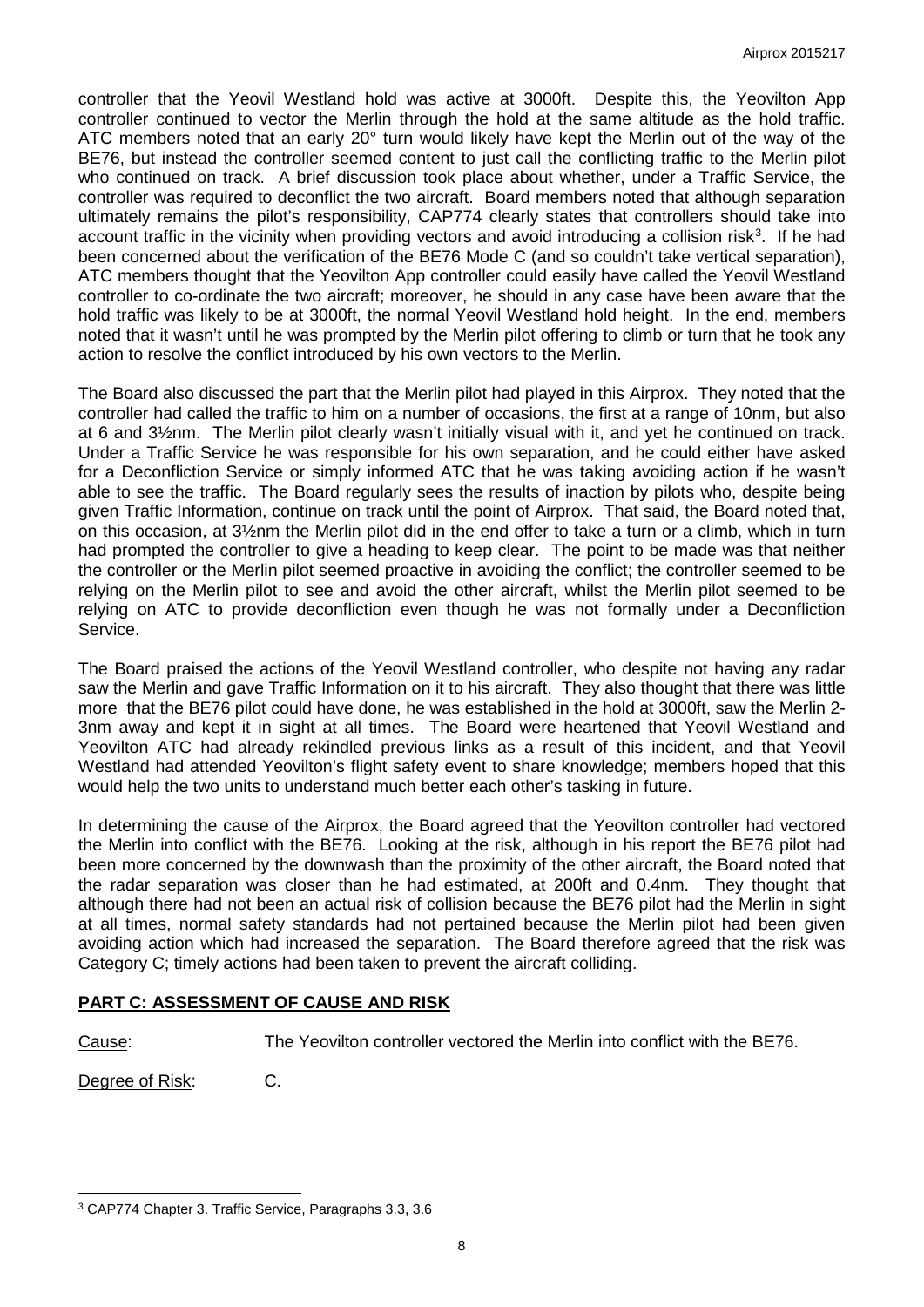controller that the Yeovil Westland hold was active at 3000ft. Despite this, the Yeovilton App controller continued to vector the Merlin through the hold at the same altitude as the hold traffic. ATC members noted that an early 20° turn would likely have kept the Merlin out of the way of the BE76, but instead the controller seemed content to just call the conflicting traffic to the Merlin pilot who continued on track. A brief discussion took place about whether, under a Traffic Service, the controller was required to deconflict the two aircraft. Board members noted that although separation ultimately remains the pilot's responsibility, CAP774 clearly states that controllers should take into account traffic in the vicinity when providing vectors and avoid introducing a collision risk[3]. If he had been concerned about the verification of the BE76 Mode C (and so couldn't take vertical separation), ATC members thought that the Yeovilton App controller could easily have called the Yeovil Westland controller to co-ordinate the two aircraft; moreover, he should in any case have been aware that the hold traffic was likely to be at 3000ft, the normal Yeovil Westland hold height. In the end, members noted that it wasn't until he was prompted by the Merlin pilot offering to climb or turn that he took any action to resolve the conflict introduced by his own vectors to the Merlin.

The Board also discussed the part that the Merlin pilot had played in this Airprox. They noted that the controller had called the traffic to him on a number of occasions, the first at a range of 10nm, but also at 6 and 3½nm. The Merlin pilot clearly wasn't initially visual with it, and yet he continued on track. Under a Traffic Service he was responsible for his own separation, and he could either have asked for a Deconfliction Service or simply informed ATC that he was taking avoiding action if he wasn't able to see the traffic. The Board regularly sees the results of inaction by pilots who, despite being given Traffic Information, continue on track until the point of Airprox. That said, the Board noted that, on this occasion, at 3½nm the Merlin pilot did in the end offer to take a turn or a climb, which in turn had prompted the controller to give a heading to keep clear. The point to be made was that neither the controller or the Merlin pilot seemed proactive in avoiding the conflict; the controller seemed to be relying on the Merlin pilot to see and avoid the other aircraft, whilst the Merlin pilot seemed to be relying on ATC to provide deconfliction even though he was not formally under a Deconfliction Service.

The Board praised the actions of the Yeovil Westland controller, who despite not having any radar saw the Merlin and gave Traffic Information on it to his aircraft. They also thought that there was little more that the BE76 pilot could have done, he was established in the hold at 3000ft, saw the Merlin 2-3nm away and kept it in sight at all times. The Board were heartened that Yeovil Westland and Yeovilton ATC had already rekindled previous links as a result of this incident, and that Yeovil Westland had attended Yeovilton's flight safety event to share knowledge; members hoped that this would help the two units to understand much better each other's tasking in future.

In determining the cause of the Airprox, the Board agreed that the Yeovilton controller had vectored the Merlin into conflict with the BE76. Looking at the risk, although in his report the BE76 pilot had been more concerned by the downwash than the proximity of the other aircraft, the Board noted that the radar separation was closer than he had estimated, at 200ft and 0.4nm. They thought that although there had not been an actual risk of collision because the BE76 pilot had the Merlin in sight at all times, normal safety standards had not pertained because the Merlin pilot had been given avoiding action which had increased the separation. The Board therefore agreed that the risk was Category C; timely actions had been taken to prevent the aircraft colliding.

## PART C: ASSESSMENT OF CAUSE AND RISK

Cause: The Yeovilton controller vectored the Merlin into conflict with the BE76.

Degree of Risk: C.

[3] CAP774 Chapter 3. Traffic Service, Paragraphs 3.3, 3.6